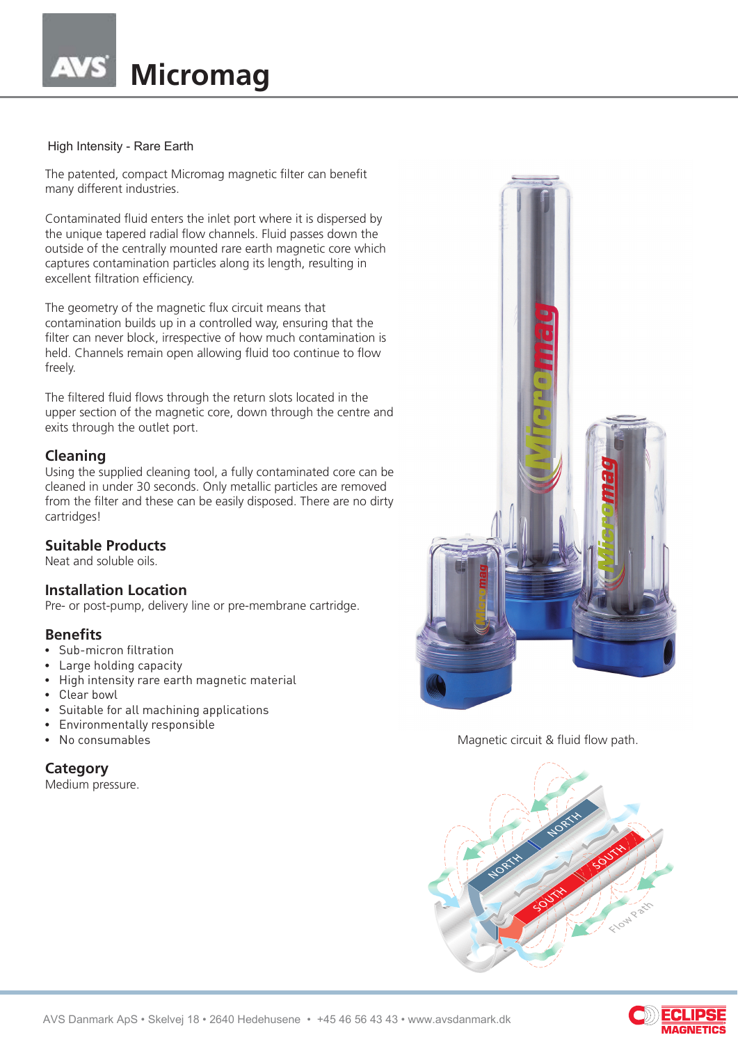# Micromag

High Intensity - Rare Earth

The patented, compact Micromag magnetic filter can benefit many different industries.

Contaminated fluid enters the inlet port where it is dispersed by the unique tapered radial flow channels. Fluid passes down the outside of the centrally mounted rare earth magnetic core which captures contamination particles along its length, resulting in excellent filtration efficiency.

The geometry of the magnetic flux circuit means that contamination builds up in a controlled way, ensuring that the filter can never block, irrespective of how much contamination is held. Channels remain open allowing fluid too continue to flow freely.

The filtered fluid flows through the return slots located in the upper section of the magnetic core, down through the centre and exits through the outlet port.

## Cleaning

Using the supplied cleaning tool, a fully contaminated core can be cleaned in under 30 seconds. Only metallic particles are removed from the filter and these can be easily disposed. There are no dirty cartridges!

## Suitable Products

Neat and soluble oils.

## Installation Location

Pre- or post-pump, delivery line or pre-membrane cartridge.

## Benefits

- Sub-micron filtration
- Large holding capacity
- High intensity rare earth magnetic material
- Clear bowl
- Suitable for all machining applications
- Environmentally responsible
- No consumables

## Category

Medium pressure.

Magnetic circuit & fluid flow path.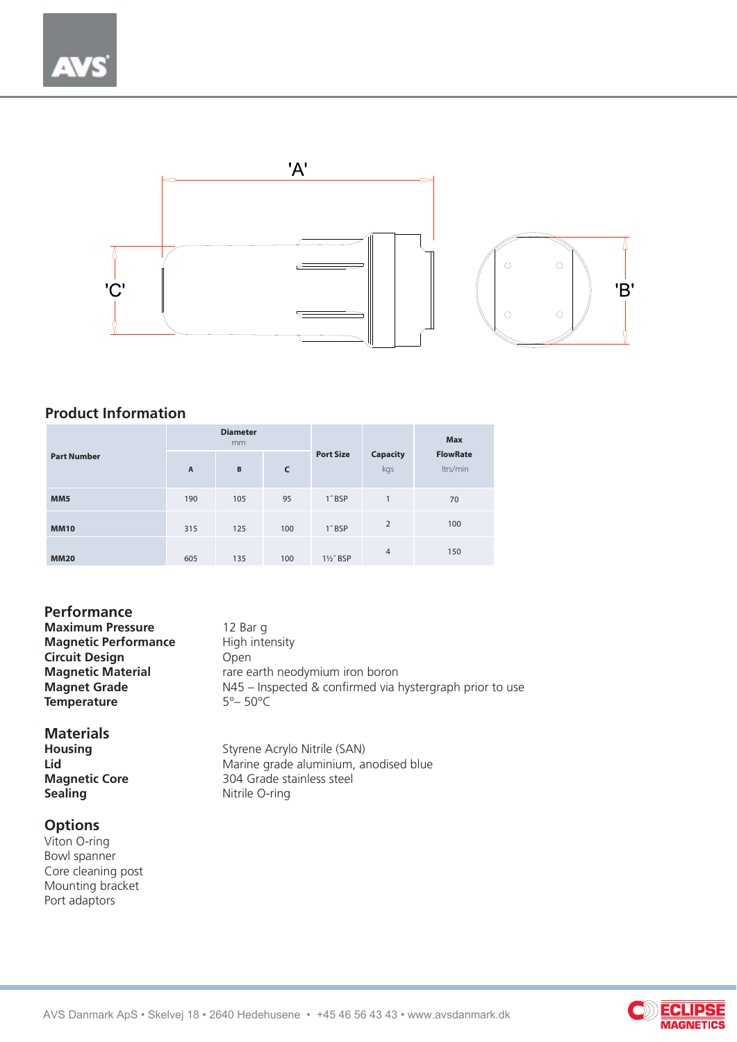'A'

'C'

'B'

## Product Information

| Part Number | Diameter mm | | | Port Size | Capacity kgs | Max FlowRate ltrs/min |
|---|---|---|---|---|---|---|
| | A | B | C | | | |
| MM5 | 190 | 105 | 95 | 1˝ BSP | 1 | 70 |
| MM10 | 315 | 125 | 100 | 1˝ BSP | 2 | 100 |
| MM20 | 605 | 135 | 100 | 1½˝ BSP | 4 | 150 |

## Performance

| | |
|---|---|
| **Maximum Pressure** | 12 Bar g |
| **Magnetic Performance** | High intensity |
| **Circuit Design** | Open |
| **Magnetic Material** | rare earth neodymium iron boron |
| **Magnet Grade** | N45 – Inspected & confirmed via hystergraph prior to use |
| **Temperature** | 5°– 50°C |

## Materials

| | |
|---|---|
| **Housing** | Styrene Acrylo Nitrile (SAN) |
| **Lid** | Marine grade aluminium, anodised blue |
| **Magnetic Core** | 304 Grade stainless steel |
| **Sealing** | Nitrile O-ring |

## Options

Viton O-ring
Bowl spanner
Core cleaning post
Mounting bracket
Port adaptors

AVS Danmark ApS • Skelvej 18 • 2640 Hedehusene • +45 46 56 43 43 • www.avsdanmark.dk